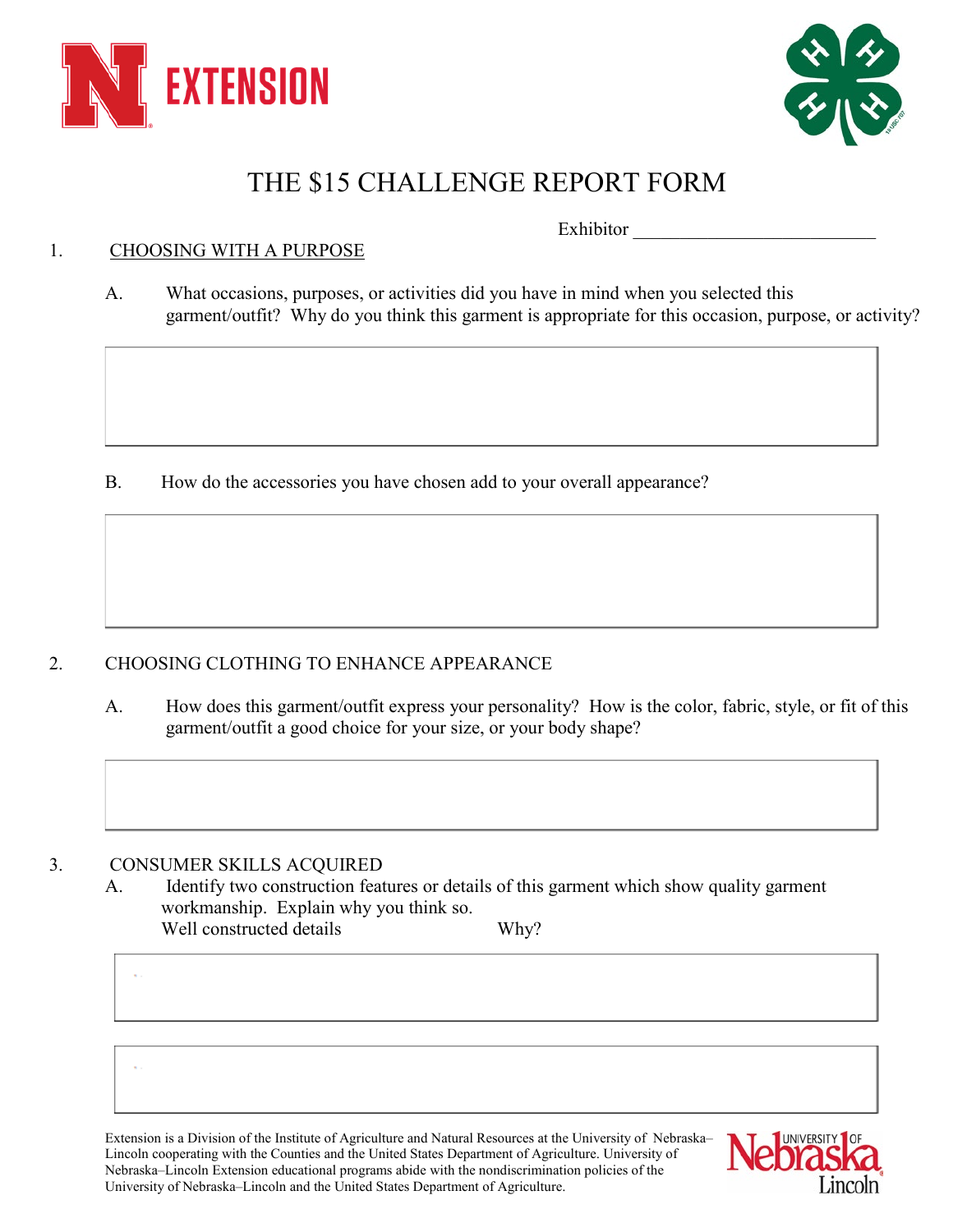# THE $15 CHALLENGE REPORT FORM

Exhibitor ___________________________

1. CHOOSING WITH A PURPOSE

   A. What occasions, purposes, or activities did you have in mind when you selected this garment/outfit? Why do you think this garment is appropriate for this occasion, purpose, or activity?

   B. How do the accessories you have chosen add to your overall appearance?

2. CHOOSING CLOTHING TO ENHANCE APPEARANCE

   A. How does this garment/outfit express your personality? How is the color, fabric, style, or fit of this garment/outfit a good choice for your size, or your body shape?

3. CONSUMER SKILLS ACQUIRED

   A. Identify two construction features or details of this garment which show quality garment workmanship. Explain why you think so.

   Well constructed details　　　　　　　　Why?

Extension is a Division of the Institute of Agriculture and Natural Resources at the University of Nebraska–Lincoln cooperating with the Counties and the United States Department of Agriculture. University of Nebraska–Lincoln Extension educational programs abide with the nondiscrimination policies of the University of Nebraska–Lincoln and the United States Department of Agriculture.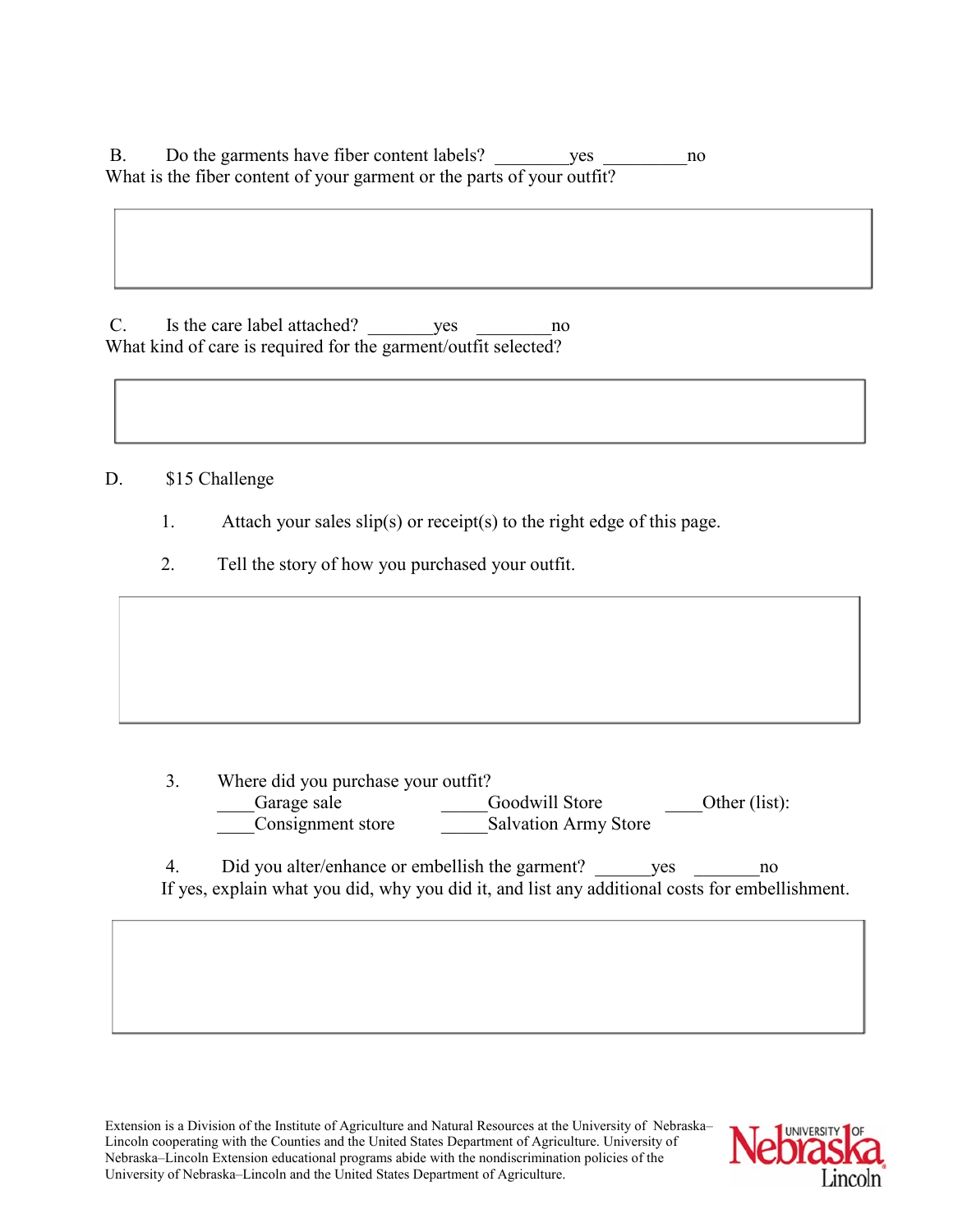B. Do the garments have fiber content labels? ________yes _________no

What is the fiber content of your garment or the parts of your outfit?

C. Is the care label attached? _______yes ________no

What kind of care is required for the garment/outfit selected?

D. $15 Challenge

1. Attach your sales slip(s) or receipt(s) to the right edge of this page.

2. Tell the story of how you purchased your outfit.

3. Where did you purchase your outfit?

____Garage sale _____Goodwill Store ____Other (list):

____Consignment store _____Salvation Army Store

4. Did you alter/enhance or embellish the garment? ______yes _______no

If yes, explain what you did, why you did it, and list any additional costs for embellishment.

Extension is a Division of the Institute of Agriculture and Natural Resources at the University of Nebraska–Lincoln cooperating with the Counties and the United States Department of Agriculture. University of Nebraska–Lincoln Extension educational programs abide with the nondiscrimination policies of the University of Nebraska–Lincoln and the United States Department of Agriculture.

University of Nebraska Lincoln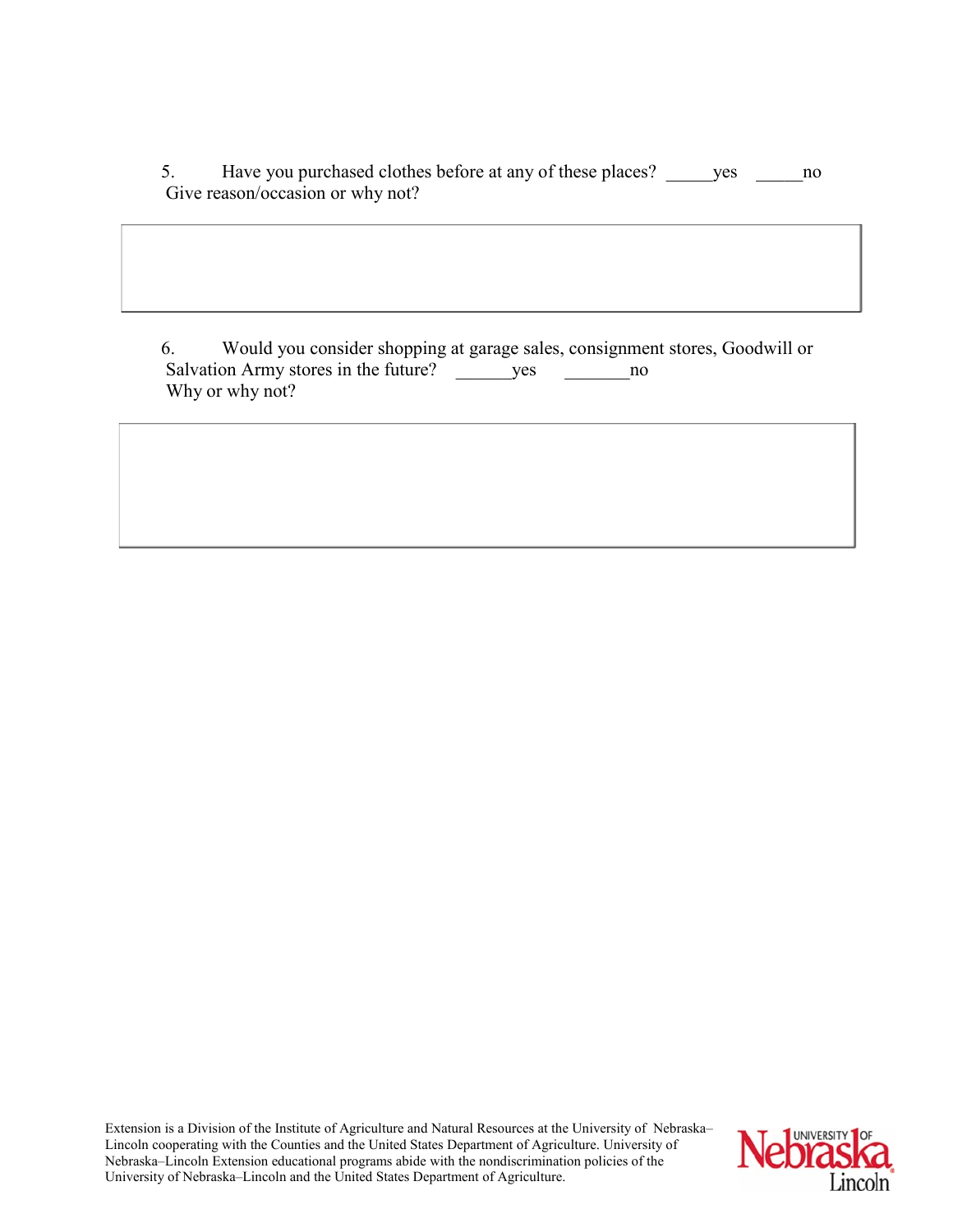5. Have you purchased clothes before at any of these places? _____yes _____no
Give reason/occasion or why not?

6. Would you consider shopping at garage sales, consignment stores, Goodwill or Salvation Army stores in the future? ______yes _______no
Why or why not?

Extension is a Division of the Institute of Agriculture and Natural Resources at the University of Nebraska–Lincoln cooperating with the Counties and the United States Department of Agriculture. University of Nebraska–Lincoln Extension educational programs abide with the nondiscrimination policies of the University of Nebraska–Lincoln and the United States Department of Agriculture.

University of Nebraska Lincoln